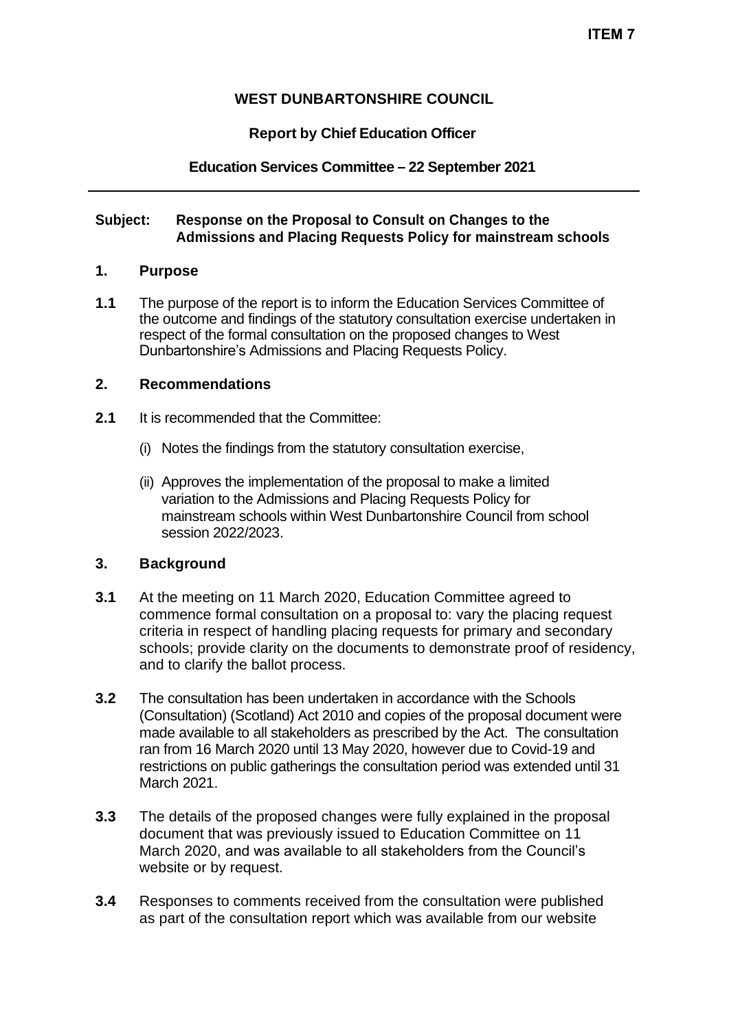**ITEM 7**

# WEST DUNBARTONSHIRE COUNCIL

**Report by Chief Education Officer**

**Education Services Committee – 22 September 2021**

---

**Subject: Response on the Proposal to Consult on Changes to the Admissions and Placing Requests Policy for mainstream schools**

## 1. Purpose

**1.1** The purpose of the report is to inform the Education Services Committee of the outcome and findings of the statutory consultation exercise undertaken in respect of the formal consultation on the proposed changes to West Dunbartonshire's Admissions and Placing Requests Policy.

## 2. Recommendations

**2.1** It is recommended that the Committee:

(i) Notes the findings from the statutory consultation exercise,

(ii) Approves the implementation of the proposal to make a limited variation to the Admissions and Placing Requests Policy for mainstream schools within West Dunbartonshire Council from school session 2022/2023.

## 3. Background

**3.1** At the meeting on 11 March 2020, Education Committee agreed to commence formal consultation on a proposal to: vary the placing request criteria in respect of handling placing requests for primary and secondary schools; provide clarity on the documents to demonstrate proof of residency, and to clarify the ballot process.

**3.2** The consultation has been undertaken in accordance with the Schools (Consultation) (Scotland) Act 2010 and copies of the proposal document were made available to all stakeholders as prescribed by the Act. The consultation ran from 16 March 2020 until 13 May 2020, however due to Covid-19 and restrictions on public gatherings the consultation period was extended until 31 March 2021.

**3.3** The details of the proposed changes were fully explained in the proposal document that was previously issued to Education Committee on 11 March 2020, and was available to all stakeholders from the Council's website or by request.

**3.4** Responses to comments received from the consultation were published as part of the consultation report which was available from our website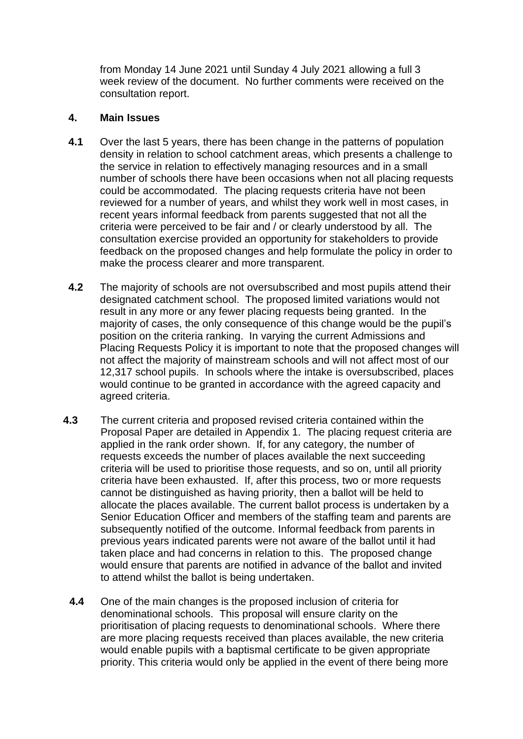from Monday 14 June 2021 until Sunday 4 July 2021 allowing a full 3 week review of the document. No further comments were received on the consultation report.

## 4. Main Issues

**4.1** Over the last 5 years, there has been change in the patterns of population density in relation to school catchment areas, which presents a challenge to the service in relation to effectively managing resources and in a small number of schools there have been occasions when not all placing requests could be accommodated. The placing requests criteria have not been reviewed for a number of years, and whilst they work well in most cases, in recent years informal feedback from parents suggested that not all the criteria were perceived to be fair and / or clearly understood by all. The consultation exercise provided an opportunity for stakeholders to provide feedback on the proposed changes and help formulate the policy in order to make the process clearer and more transparent.

**4.2** The majority of schools are not oversubscribed and most pupils attend their designated catchment school. The proposed limited variations would not result in any more or any fewer placing requests being granted. In the majority of cases, the only consequence of this change would be the pupil's position on the criteria ranking. In varying the current Admissions and Placing Requests Policy it is important to note that the proposed changes will not affect the majority of mainstream schools and will not affect most of our 12,317 school pupils. In schools where the intake is oversubscribed, places would continue to be granted in accordance with the agreed capacity and agreed criteria.

**4.3** The current criteria and proposed revised criteria contained within the Proposal Paper are detailed in Appendix 1. The placing request criteria are applied in the rank order shown. If, for any category, the number of requests exceeds the number of places available the next succeeding criteria will be used to prioritise those requests, and so on, until all priority criteria have been exhausted. If, after this process, two or more requests cannot be distinguished as having priority, then a ballot will be held to allocate the places available. The current ballot process is undertaken by a Senior Education Officer and members of the staffing team and parents are subsequently notified of the outcome. Informal feedback from parents in previous years indicated parents were not aware of the ballot until it had taken place and had concerns in relation to this. The proposed change would ensure that parents are notified in advance of the ballot and invited to attend whilst the ballot is being undertaken.

**4.4** One of the main changes is the proposed inclusion of criteria for denominational schools. This proposal will ensure clarity on the prioritisation of placing requests to denominational schools. Where there are more placing requests received than places available, the new criteria would enable pupils with a baptismal certificate to be given appropriate priority. This criteria would only be applied in the event of there being more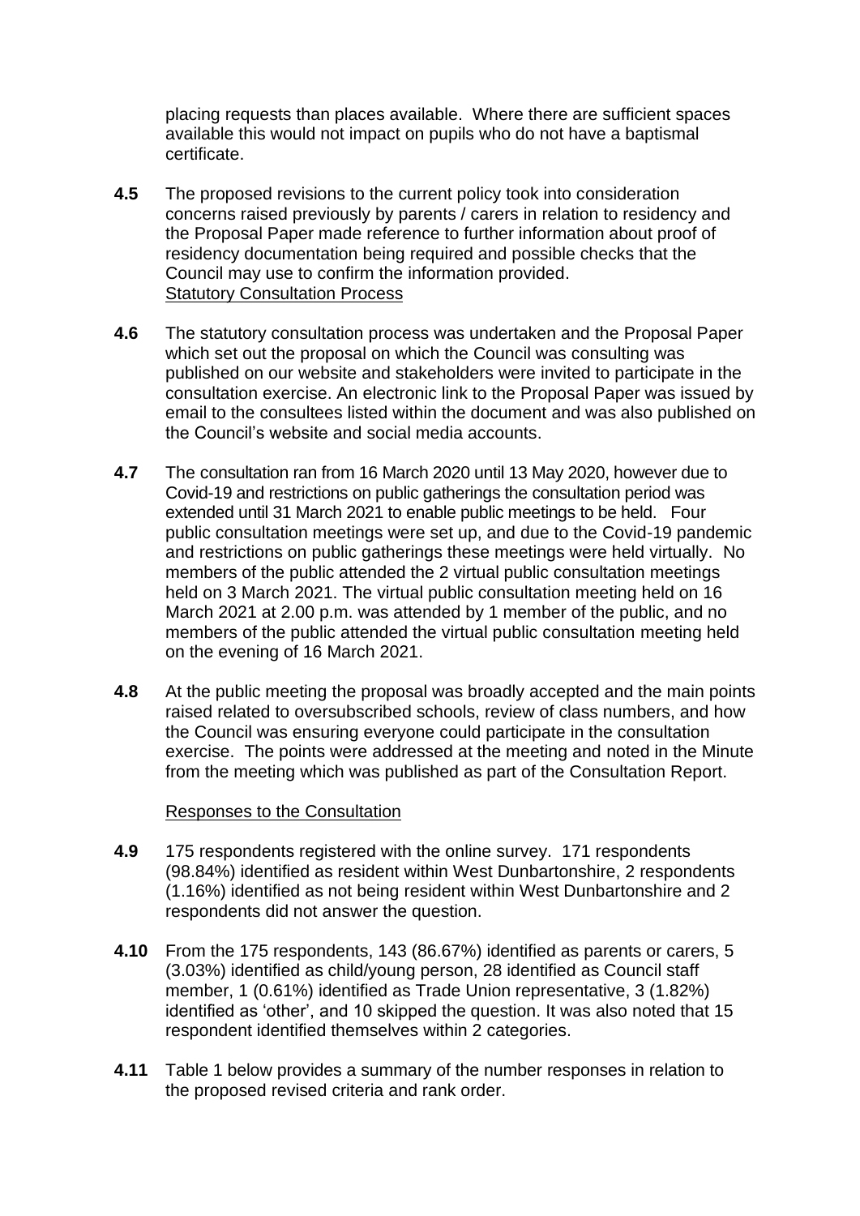placing requests than places available. Where there are sufficient spaces available this would not impact on pupils who do not have a baptismal certificate.

**4.5** The proposed revisions to the current policy took into consideration concerns raised previously by parents / carers in relation to residency and the Proposal Paper made reference to further information about proof of residency documentation being required and possible checks that the Council may use to confirm the information provided.

Statutory Consultation Process

**4.6** The statutory consultation process was undertaken and the Proposal Paper which set out the proposal on which the Council was consulting was published on our website and stakeholders were invited to participate in the consultation exercise. An electronic link to the Proposal Paper was issued by email to the consultees listed within the document and was also published on the Council's website and social media accounts.

**4.7** The consultation ran from 16 March 2020 until 13 May 2020, however due to Covid-19 and restrictions on public gatherings the consultation period was extended until 31 March 2021 to enable public meetings to be held. Four public consultation meetings were set up, and due to the Covid-19 pandemic and restrictions on public gatherings these meetings were held virtually. No members of the public attended the 2 virtual public consultation meetings held on 3 March 2021. The virtual public consultation meeting held on 16 March 2021 at 2.00 p.m. was attended by 1 member of the public, and no members of the public attended the virtual public consultation meeting held on the evening of 16 March 2021.

**4.8** At the public meeting the proposal was broadly accepted and the main points raised related to oversubscribed schools, review of class numbers, and how the Council was ensuring everyone could participate in the consultation exercise. The points were addressed at the meeting and noted in the Minute from the meeting which was published as part of the Consultation Report.

Responses to the Consultation

**4.9** 175 respondents registered with the online survey. 171 respondents (98.84%) identified as resident within West Dunbartonshire, 2 respondents (1.16%) identified as not being resident within West Dunbartonshire and 2 respondents did not answer the question.

**4.10** From the 175 respondents, 143 (86.67%) identified as parents or carers, 5 (3.03%) identified as child/young person, 28 identified as Council staff member, 1 (0.61%) identified as Trade Union representative, 3 (1.82%) identified as 'other', and 10 skipped the question. It was also noted that 15 respondent identified themselves within 2 categories.

**4.11** Table 1 below provides a summary of the number responses in relation to the proposed revised criteria and rank order.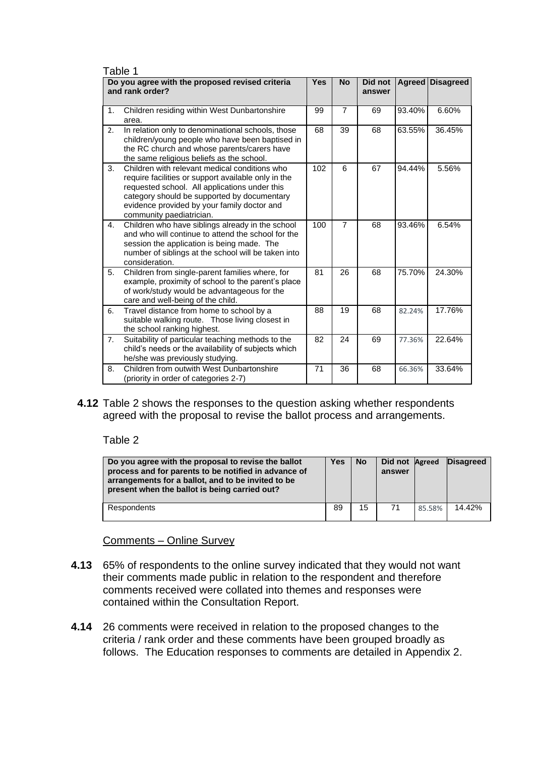Table 1

| | Do you agree with the proposed revised criteria and rank order? | Yes | No | Did not answer | Agreed | Disagreed |
|---|---|---|---|---|---|---|
| 1. | Children residing within West Dunbartonshire area. | 99 | 7 | 69 | 93.40% | 6.60% |
| 2. | In relation only to denominational schools, those children/young people who have been baptised in the RC church and whose parents/carers have the same religious beliefs as the school. | 68 | 39 | 68 | 63.55% | 36.45% |
| 3. | Children with relevant medical conditions who require facilities or support available only in the requested school. All applications under this category should be supported by documentary evidence provided by your family doctor and community paediatrician. | 102 | 6 | 67 | 94.44% | 5.56% |
| 4. | Children who have siblings already in the school and who will continue to attend the school for the session the application is being made. The number of siblings at the school will be taken into consideration. | 100 | 7 | 68 | 93.46% | 6.54% |
| 5. | Children from single-parent families where, for example, proximity of school to the parent's place of work/study would be advantageous for the care and well-being of the child. | 81 | 26 | 68 | 75.70% | 24.30% |
| 6. | Travel distance from home to school by a suitable walking route. Those living closest in the school ranking highest. | 88 | 19 | 68 | 82.24% | 17.76% |
| 7. | Suitability of particular teaching methods to the child's needs or the availability of subjects which he/she was previously studying. | 82 | 24 | 69 | 77.36% | 22.64% |
| 8. | Children from outwith West Dunbartonshire (priority in order of categories 2-7) | 71 | 36 | 68 | 66.36% | 33.64% |

**4.12** Table 2 shows the responses to the question asking whether respondents agreed with the proposal to revise the ballot process and arrangements.

Table 2

| Do you agree with the proposal to revise the ballot process and for parents to be notified in advance of arrangements for a ballot, and to be invited to be present when the ballot is being carried out? | Yes | No | Did not answer | Agreed | Disagreed |
|---|---|---|---|---|---|
| Respondents | 89 | 15 | 71 | 85.58% | 14.42% |

Comments – Online Survey

**4.13** 65% of respondents to the online survey indicated that they would not want their comments made public in relation to the respondent and therefore comments received were collated into themes and responses were contained within the Consultation Report.

**4.14** 26 comments were received in relation to the proposed changes to the criteria / rank order and these comments have been grouped broadly as follows. The Education responses to comments are detailed in Appendix 2.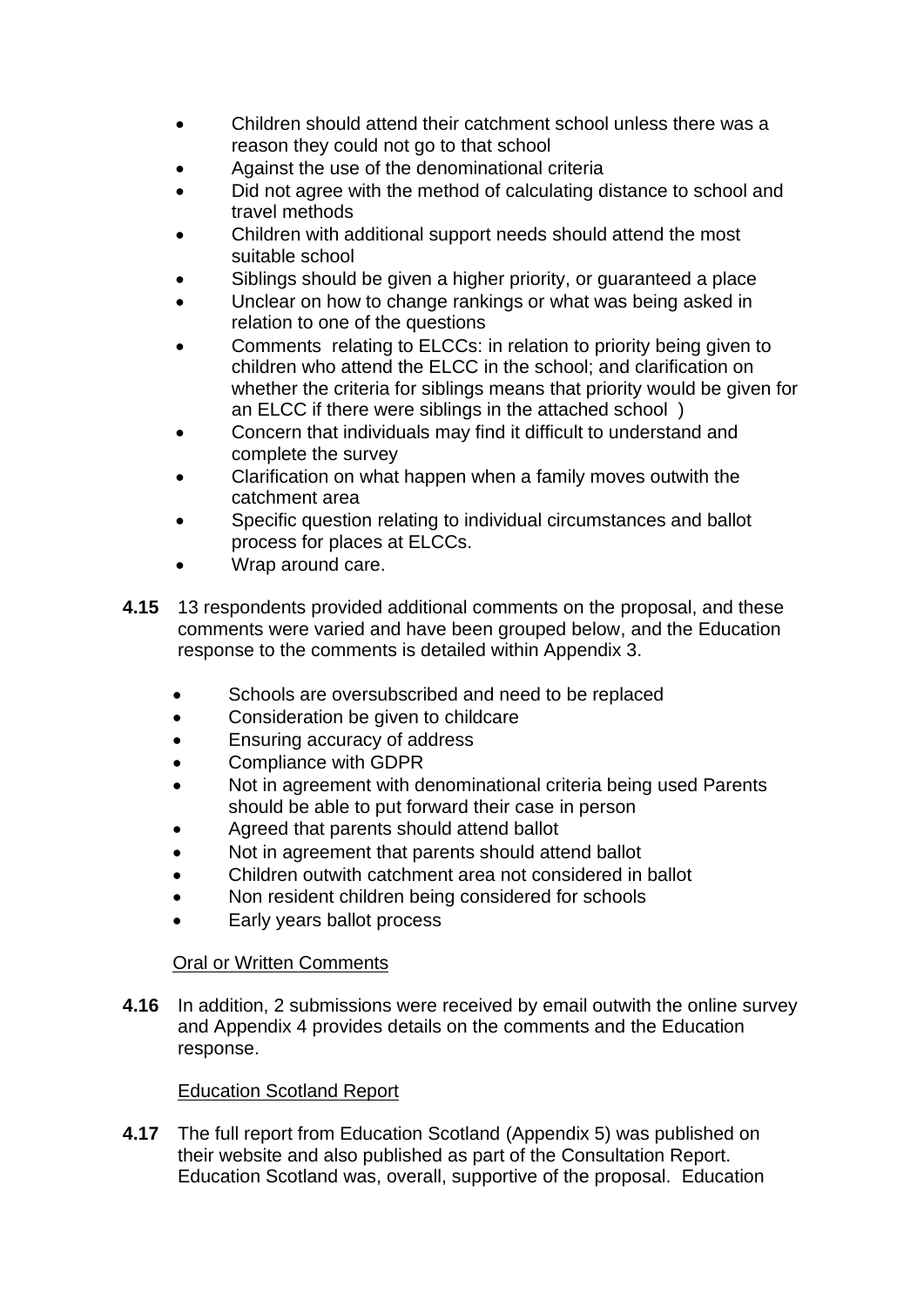- Children should attend their catchment school unless there was a reason they could not go to that school
- Against the use of the denominational criteria
- Did not agree with the method of calculating distance to school and travel methods
- Children with additional support needs should attend the most suitable school
- Siblings should be given a higher priority, or guaranteed a place
- Unclear on how to change rankings or what was being asked in relation to one of the questions
- Comments relating to ELCCs: in relation to priority being given to children who attend the ELCC in the school; and clarification on whether the criteria for siblings means that priority would be given for an ELCC if there were siblings in the attached school )
- Concern that individuals may find it difficult to understand and complete the survey
- Clarification on what happen when a family moves outwith the catchment area
- Specific question relating to individual circumstances and ballot process for places at ELCCs.
- Wrap around care.

**4.15** 13 respondents provided additional comments on the proposal, and these comments were varied and have been grouped below, and the Education response to the comments is detailed within Appendix 3.

- Schools are oversubscribed and need to be replaced
- Consideration be given to childcare
- Ensuring accuracy of address
- Compliance with GDPR
- Not in agreement with denominational criteria being used Parents should be able to put forward their case in person
- Agreed that parents should attend ballot
- Not in agreement that parents should attend ballot
- Children outwith catchment area not considered in ballot
- Non resident children being considered for schools
- Early years ballot process

<u>Oral or Written Comments</u>

**4.16** In addition, 2 submissions were received by email outwith the online survey and Appendix 4 provides details on the comments and the Education response.

<u>Education Scotland Report</u>

**4.17** The full report from Education Scotland (Appendix 5) was published on their website and also published as part of the Consultation Report. Education Scotland was, overall, supportive of the proposal. Education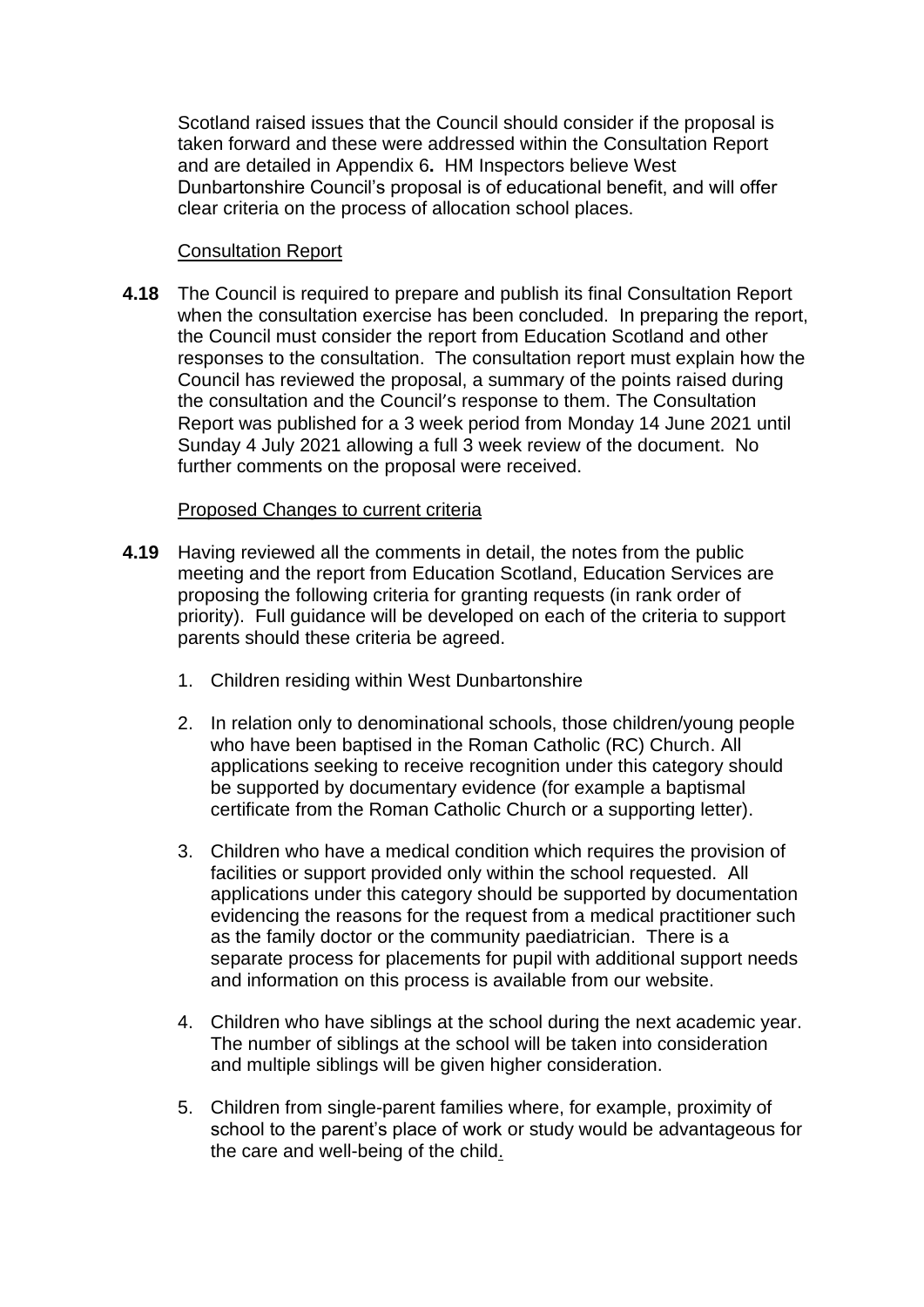Scotland raised issues that the Council should consider if the proposal is taken forward and these were addressed within the Consultation Report and are detailed in Appendix 6**.** HM Inspectors believe West Dunbartonshire Council's proposal is of educational benefit, and will offer clear criteria on the process of allocation school places.

Consultation Report

**4.18** The Council is required to prepare and publish its final Consultation Report when the consultation exercise has been concluded. In preparing the report, the Council must consider the report from Education Scotland and other responses to the consultation. The consultation report must explain how the Council has reviewed the proposal, a summary of the points raised during the consultation and the Council's response to them. The Consultation Report was published for a 3 week period from Monday 14 June 2021 until Sunday 4 July 2021 allowing a full 3 week review of the document. No further comments on the proposal were received.

Proposed Changes to current criteria

**4.19** Having reviewed all the comments in detail, the notes from the public meeting and the report from Education Scotland, Education Services are proposing the following criteria for granting requests (in rank order of priority). Full guidance will be developed on each of the criteria to support parents should these criteria be agreed.

1. Children residing within West Dunbartonshire

2. In relation only to denominational schools, those children/young people who have been baptised in the Roman Catholic (RC) Church. All applications seeking to receive recognition under this category should be supported by documentary evidence (for example a baptismal certificate from the Roman Catholic Church or a supporting letter).

3. Children who have a medical condition which requires the provision of facilities or support provided only within the school requested. All applications under this category should be supported by documentation evidencing the reasons for the request from a medical practitioner such as the family doctor or the community paediatrician. There is a separate process for placements for pupil with additional support needs and information on this process is available from our website.

4. Children who have siblings at the school during the next academic year. The number of siblings at the school will be taken into consideration and multiple siblings will be given higher consideration.

5. Children from single-parent families where, for example, proximity of school to the parent's place of work or study would be advantageous for the care and well-being of the child.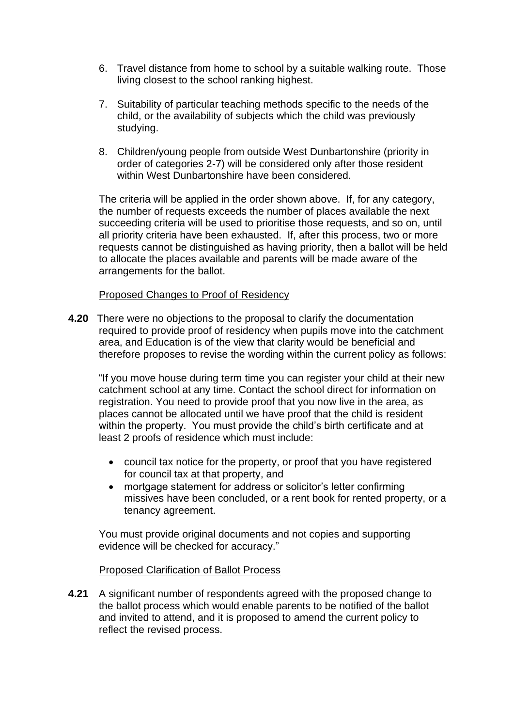6. Travel distance from home to school by a suitable walking route. Those living closest to the school ranking highest.

7. Suitability of particular teaching methods specific to the needs of the child, or the availability of subjects which the child was previously studying.

8. Children/young people from outside West Dunbartonshire (priority in order of categories 2-7) will be considered only after those resident within West Dunbartonshire have been considered.

The criteria will be applied in the order shown above. If, for any category, the number of requests exceeds the number of places available the next succeeding criteria will be used to prioritise those requests, and so on, until all priority criteria have been exhausted. If, after this process, two or more requests cannot be distinguished as having priority, then a ballot will be held to allocate the places available and parents will be made aware of the arrangements for the ballot.

Proposed Changes to Proof of Residency

**4.20** There were no objections to the proposal to clarify the documentation required to provide proof of residency when pupils move into the catchment area, and Education is of the view that clarity would be beneficial and therefore proposes to revise the wording within the current policy as follows:

"If you move house during term time you can register your child at their new catchment school at any time. Contact the school direct for information on registration. You need to provide proof that you now live in the area, as places cannot be allocated until we have proof that the child is resident within the property. You must provide the child's birth certificate and at least 2 proofs of residence which must include:

- council tax notice for the property, or proof that you have registered for council tax at that property, and
- mortgage statement for address or solicitor's letter confirming missives have been concluded, or a rent book for rented property, or a tenancy agreement.

You must provide original documents and not copies and supporting evidence will be checked for accuracy."

Proposed Clarification of Ballot Process

**4.21** A significant number of respondents agreed with the proposed change to the ballot process which would enable parents to be notified of the ballot and invited to attend, and it is proposed to amend the current policy to reflect the revised process.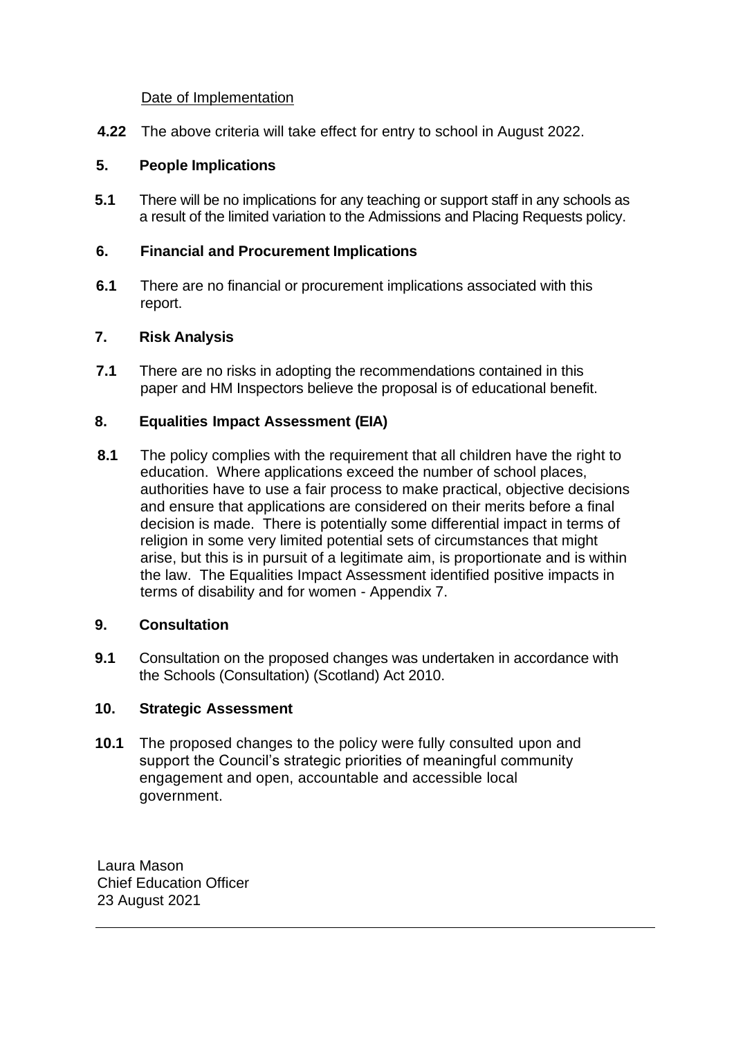Date of Implementation

**4.22** The above criteria will take effect for entry to school in August 2022.

## 5. People Implications

**5.1** There will be no implications for any teaching or support staff in any schools as a result of the limited variation to the Admissions and Placing Requests policy.

## 6. Financial and Procurement Implications

**6.1** There are no financial or procurement implications associated with this report.

## 7. Risk Analysis

**7.1** There are no risks in adopting the recommendations contained in this paper and HM Inspectors believe the proposal is of educational benefit.

## 8. Equalities Impact Assessment (EIA)

**8.1** The policy complies with the requirement that all children have the right to education. Where applications exceed the number of school places, authorities have to use a fair process to make practical, objective decisions and ensure that applications are considered on their merits before a final decision is made. There is potentially some differential impact in terms of religion in some very limited potential sets of circumstances that might arise, but this is in pursuit of a legitimate aim, is proportionate and is within the law. The Equalities Impact Assessment identified positive impacts in terms of disability and for women - Appendix 7.

## 9. Consultation

**9.1** Consultation on the proposed changes was undertaken in accordance with the Schools (Consultation) (Scotland) Act 2010.

## 10. Strategic Assessment

**10.1** The proposed changes to the policy were fully consulted upon and support the Council's strategic priorities of meaningful community engagement and open, accountable and accessible local government.

Laura Mason
Chief Education Officer
23 August 2021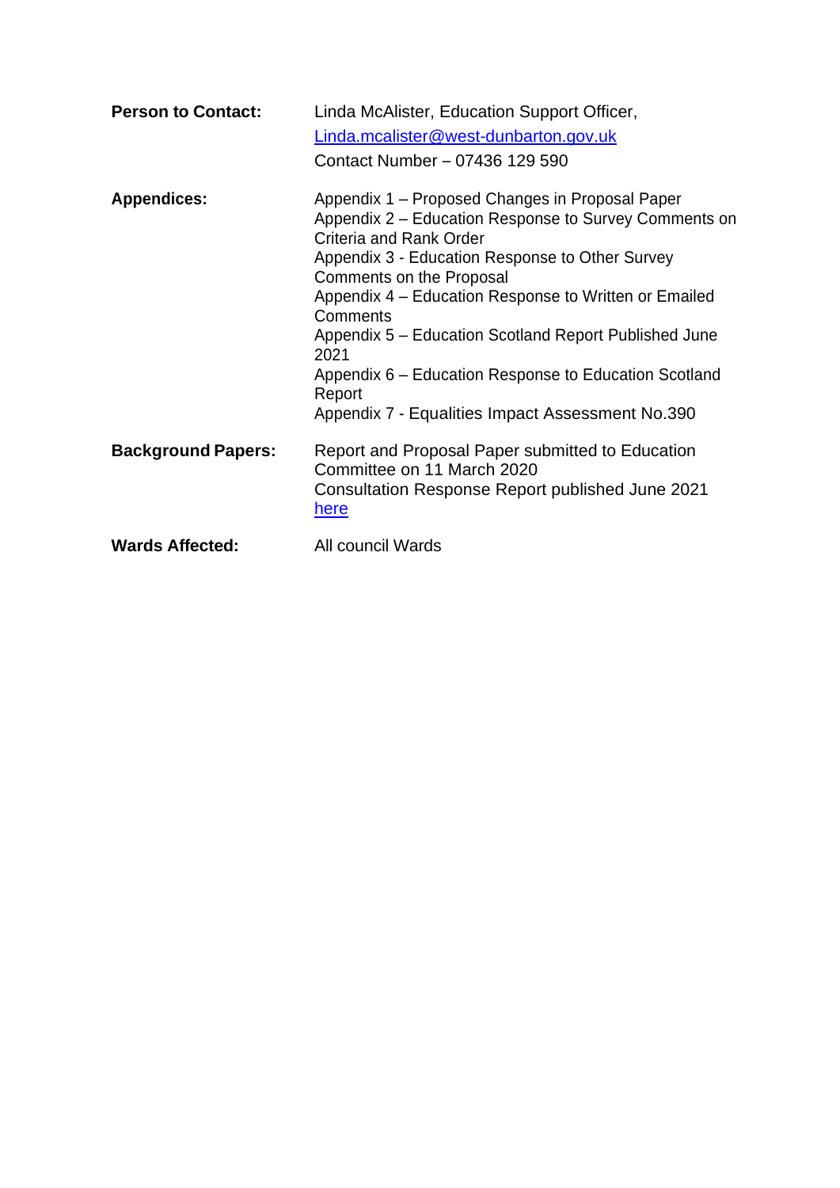**Person to Contact:** Linda McAlister, Education Support Officer, [Linda.mcalister@west-dunbarton.gov.uk](mailto:Linda.mcalister@west-dunbarton.gov.uk)
Contact Number – 07436 129 590

**Appendices:**
Appendix 1 – Proposed Changes in Proposal Paper
Appendix 2 – Education Response to Survey Comments on Criteria and Rank Order
Appendix 3 - Education Response to Other Survey Comments on the Proposal
Appendix 4 – Education Response to Written or Emailed Comments
Appendix 5 – Education Scotland Report Published June 2021
Appendix 6 – Education Response to Education Scotland Report
Appendix 7 - Equalities Impact Assessment No.390

**Background Papers:**
Report and Proposal Paper submitted to Education Committee on 11 March 2020
Consultation Response Report published June 2021 here

**Wards Affected:** All council Wards